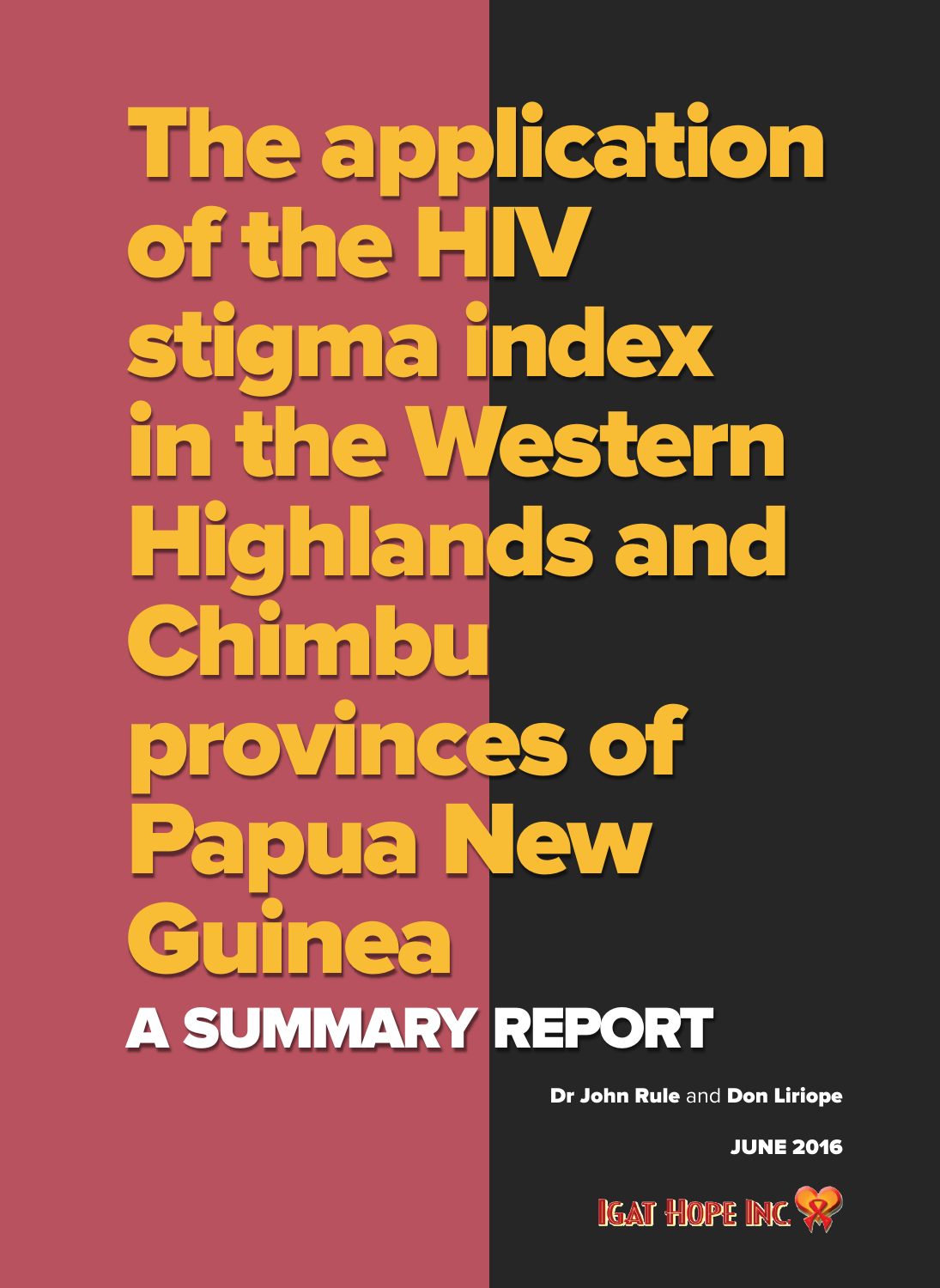# The application of the HIV stigma index in the Western Highlands and Chimbu provinces of Papua New Guinea

## A SUMMARY REPORT

**Dr John Rule** and **Don Liriope**

**JUNE 2016**

IGAT HOPE INC.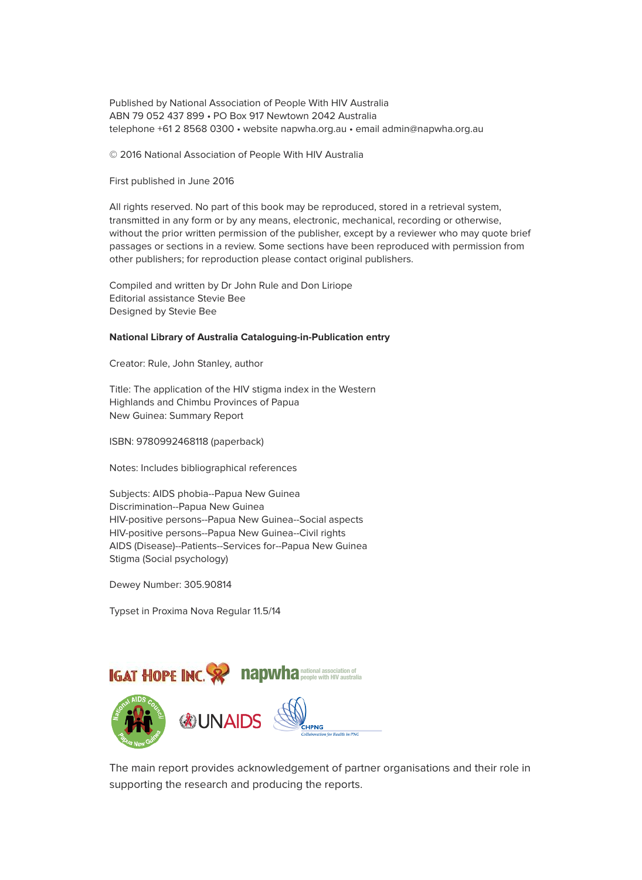Published by National Association of People With HIV Australia
ABN 79 052 437 899 • PO Box 917 Newtown 2042 Australia
telephone +61 2 8568 0300 • website napwha.org.au • email admin@napwha.org.au

© 2016 National Association of People With HIV Australia

First published in June 2016

All rights reserved. No part of this book may be reproduced, stored in a retrieval system, transmitted in any form or by any means, electronic, mechanical, recording or otherwise, without the prior written permission of the publisher, except by a reviewer who may quote brief passages or sections in a review. Some sections have been reproduced with permission from other publishers; for reproduction please contact original publishers.

Compiled and written by Dr John Rule and Don Liriope
Editorial assistance Stevie Bee
Designed by Stevie Bee

**National Library of Australia Cataloguing-in-Publication entry**

Creator: Rule, John Stanley, author

Title: The application of the HIV stigma index in the Western Highlands and Chimbu Provinces of Papua New Guinea: Summary Report

ISBN: 9780992468118 (paperback)

Notes: Includes bibliographical references

Subjects: AIDS phobia--Papua New Guinea
Discrimination--Papua New Guinea
HIV-positive persons--Papua New Guinea--Social aspects
HIV-positive persons--Papua New Guinea--Civil rights
AIDS (Disease)--Patients--Services for--Papua New Guinea
Stigma (Social psychology)

Dewey Number: 305.90814

Typset in Proxima Nova Regular 11.5/14

IGAT HOPE INC. napwha national association of people with HIV australia

National AIDS Council Papua New Guinea UNAIDS CHPNG Collaboration for Health in PNG

The main report provides acknowledgement of partner organisations and their role in supporting the research and producing the reports.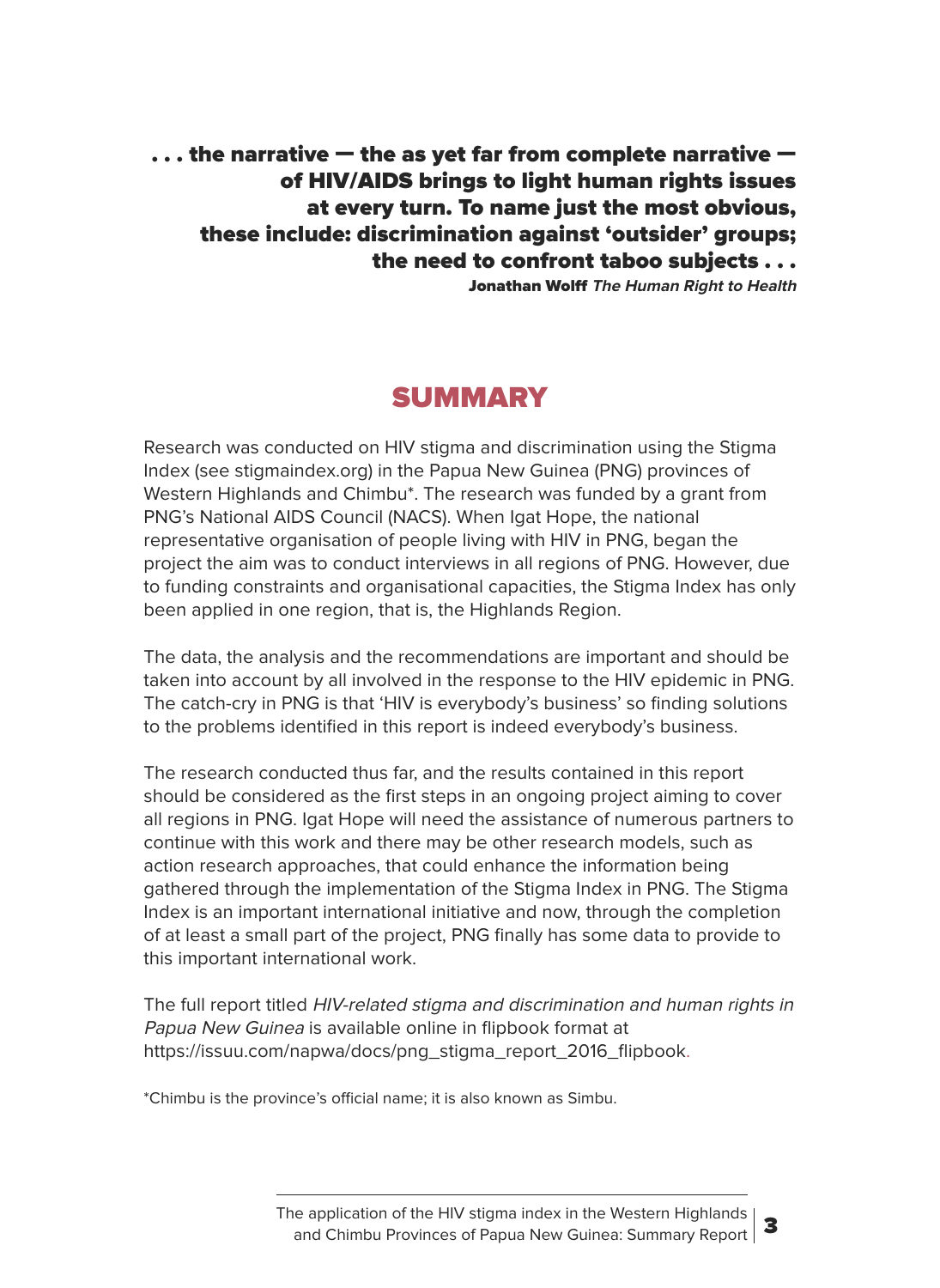**. . . the narrative — the as yet far from complete narrative — of HIV/AIDS brings to light human rights issues at every turn. To name just the most obvious, these include: discrimination against 'outsider' groups; the need to confront taboo subjects . . .**

**Jonathan Wolff *The Human Right to Health***

# SUMMARY

Research was conducted on HIV stigma and discrimination using the Stigma Index (see stigmaindex.org) in the Papua New Guinea (PNG) provinces of Western Highlands and Chimbu*. The research was funded by a grant from PNG's National AIDS Council (NACS). When Igat Hope, the national representative organisation of people living with HIV in PNG, began the project the aim was to conduct interviews in all regions of PNG. However, due to funding constraints and organisational capacities, the Stigma Index has only been applied in one region, that is, the Highlands Region.

The data, the analysis and the recommendations are important and should be taken into account by all involved in the response to the HIV epidemic in PNG. The catch-cry in PNG is that 'HIV is everybody's business' so finding solutions to the problems identified in this report is indeed everybody's business.

The research conducted thus far, and the results contained in this report should be considered as the first steps in an ongoing project aiming to cover all regions in PNG. Igat Hope will need the assistance of numerous partners to continue with this work and there may be other research models, such as action research approaches, that could enhance the information being gathered through the implementation of the Stigma Index in PNG. The Stigma Index is an important international initiative and now, through the completion of at least a small part of the project, PNG finally has some data to provide to this important international work.

The full report titled *HIV-related stigma and discrimination and human rights in Papua New Guinea* is available online in flipbook format at https://issuu.com/napwa/docs/png_stigma_report_2016_flipbook.

*Chimbu is the province's official name; it is also known as Simbu.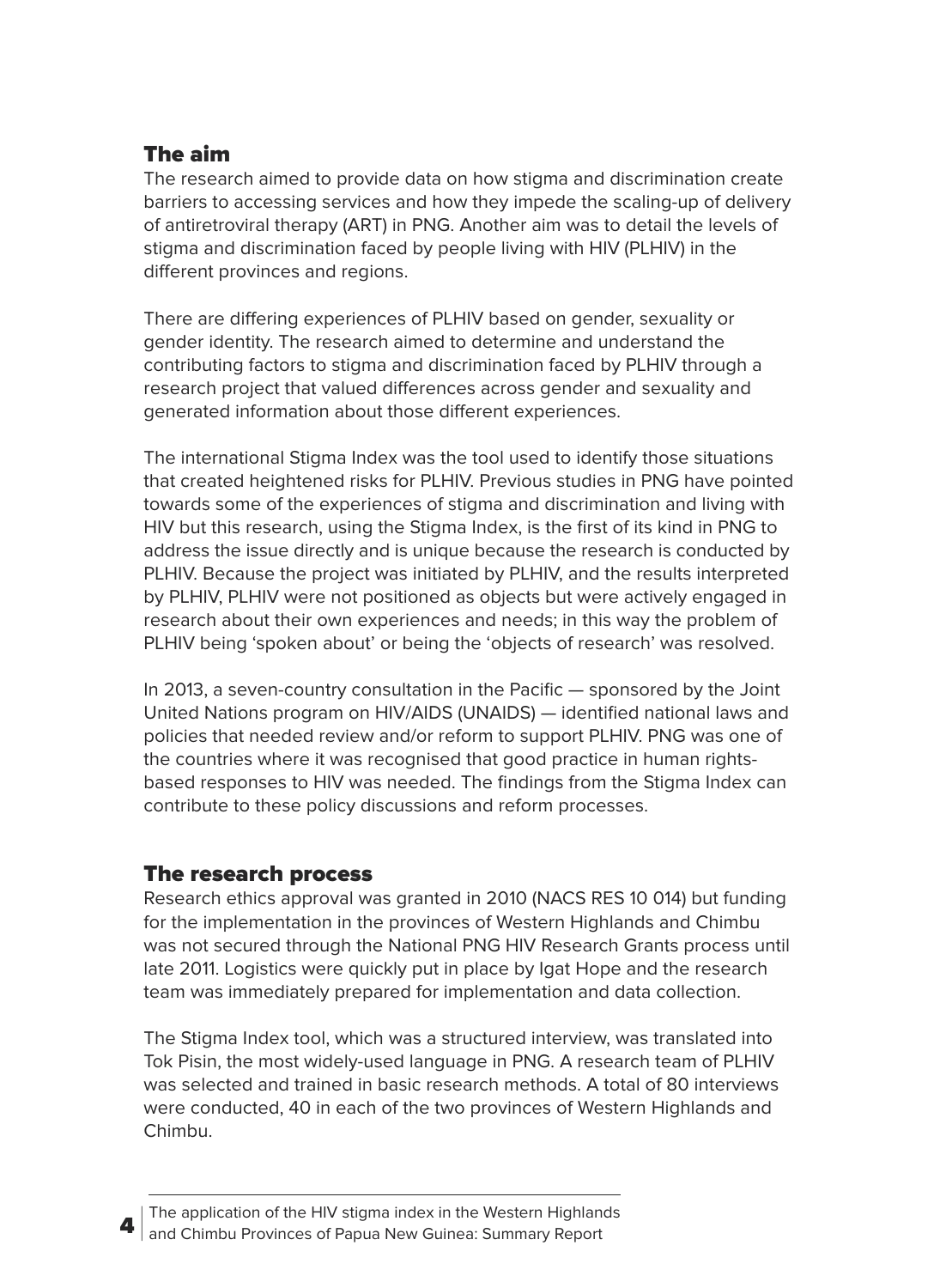## The aim

The research aimed to provide data on how stigma and discrimination create barriers to accessing services and how they impede the scaling-up of delivery of antiretroviral therapy (ART) in PNG. Another aim was to detail the levels of stigma and discrimination faced by people living with HIV (PLHIV) in the different provinces and regions.

There are differing experiences of PLHIV based on gender, sexuality or gender identity. The research aimed to determine and understand the contributing factors to stigma and discrimination faced by PLHIV through a research project that valued differences across gender and sexuality and generated information about those different experiences.

The international Stigma Index was the tool used to identify those situations that created heightened risks for PLHIV. Previous studies in PNG have pointed towards some of the experiences of stigma and discrimination and living with HIV but this research, using the Stigma Index, is the first of its kind in PNG to address the issue directly and is unique because the research is conducted by PLHIV. Because the project was initiated by PLHIV, and the results interpreted by PLHIV, PLHIV were not positioned as objects but were actively engaged in research about their own experiences and needs; in this way the problem of PLHIV being 'spoken about' or being the 'objects of research' was resolved.

In 2013, a seven-country consultation in the Pacific — sponsored by the Joint United Nations program on HIV/AIDS (UNAIDS) — identified national laws and policies that needed review and/or reform to support PLHIV. PNG was one of the countries where it was recognised that good practice in human rights-based responses to HIV was needed. The findings from the Stigma Index can contribute to these policy discussions and reform processes.

## The research process

Research ethics approval was granted in 2010 (NACS RES 10 014) but funding for the implementation in the provinces of Western Highlands and Chimbu was not secured through the National PNG HIV Research Grants process until late 2011. Logistics were quickly put in place by Igat Hope and the research team was immediately prepared for implementation and data collection.

The Stigma Index tool, which was a structured interview, was translated into Tok Pisin, the most widely-used language in PNG. A research team of PLHIV was selected and trained in basic research methods. A total of 80 interviews were conducted, 40 in each of the two provinces of Western Highlands and Chimbu.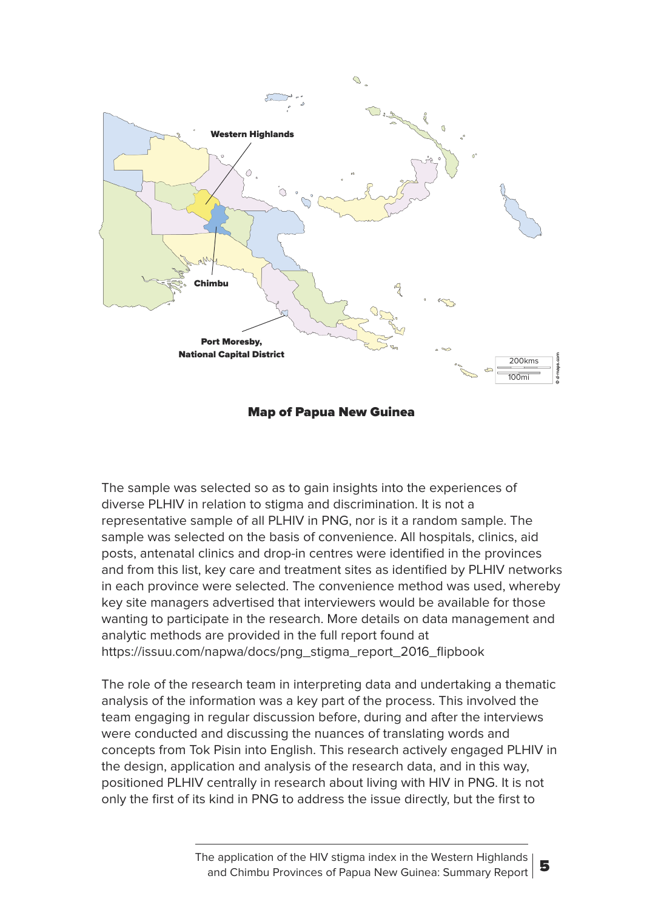Western Highlands

Chimbu

Port Moresby,
National Capital District

200kms
100mi

**Map of Papua New Guinea**

The sample was selected so as to gain insights into the experiences of diverse PLHIV in relation to stigma and discrimination. It is not a representative sample of all PLHIV in PNG, nor is it a random sample. The sample was selected on the basis of convenience. All hospitals, clinics, aid posts, antenatal clinics and drop-in centres were identified in the provinces and from this list, key care and treatment sites as identified by PLHIV networks in each province were selected. The convenience method was used, whereby key site managers advertised that interviewers would be available for those wanting to participate in the research. More details on data management and analytic methods are provided in the full report found at https://issuu.com/napwa/docs/png_stigma_report_2016_flipbook

The role of the research team in interpreting data and undertaking a thematic analysis of the information was a key part of the process. This involved the team engaging in regular discussion before, during and after the interviews were conducted and discussing the nuances of translating words and concepts from Tok Pisin into English. This research actively engaged PLHIV in the design, application and analysis of the research data, and in this way, positioned PLHIV centrally in research about living with HIV in PNG. It is not only the first of its kind in PNG to address the issue directly, but the first to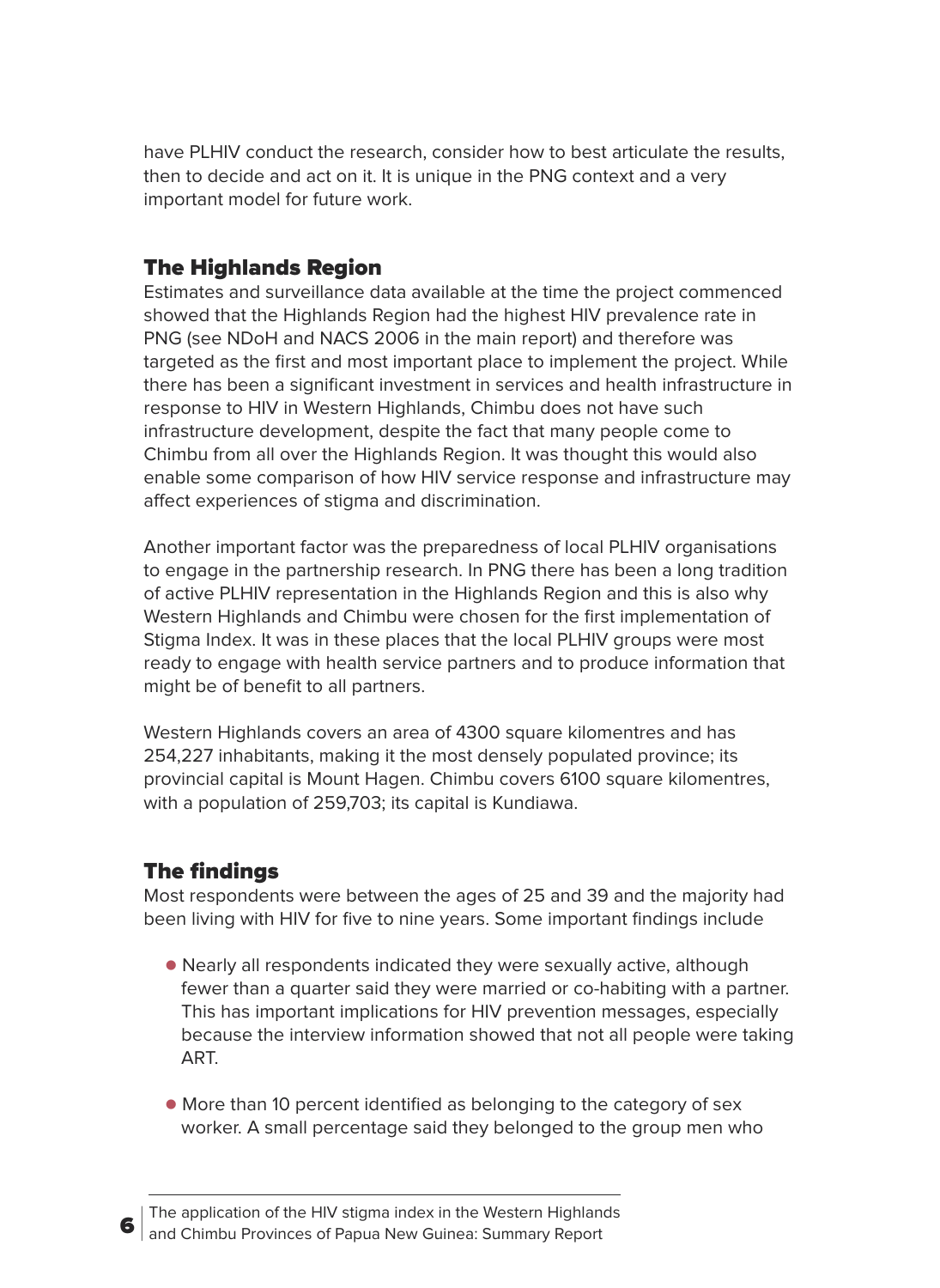have PLHIV conduct the research, consider how to best articulate the results, then to decide and act on it. It is unique in the PNG context and a very important model for future work.

## The Highlands Region

Estimates and surveillance data available at the time the project commenced showed that the Highlands Region had the highest HIV prevalence rate in PNG (see NDoH and NACS 2006 in the main report) and therefore was targeted as the first and most important place to implement the project. While there has been a significant investment in services and health infrastructure in response to HIV in Western Highlands, Chimbu does not have such infrastructure development, despite the fact that many people come to Chimbu from all over the Highlands Region. It was thought this would also enable some comparison of how HIV service response and infrastructure may affect experiences of stigma and discrimination.

Another important factor was the preparedness of local PLHIV organisations to engage in the partnership research. In PNG there has been a long tradition of active PLHIV representation in the Highlands Region and this is also why Western Highlands and Chimbu were chosen for the first implementation of Stigma Index. It was in these places that the local PLHIV groups were most ready to engage with health service partners and to produce information that might be of benefit to all partners.

Western Highlands covers an area of 4300 square kilomentres and has 254,227 inhabitants, making it the most densely populated province; its provincial capital is Mount Hagen. Chimbu covers 6100 square kilomentres, with a population of 259,703; its capital is Kundiawa.

## The findings

Most respondents were between the ages of 25 and 39 and the majority had been living with HIV for five to nine years. Some important findings include

- Nearly all respondents indicated they were sexually active, although fewer than a quarter said they were married or co-habiting with a partner. This has important implications for HIV prevention messages, especially because the interview information showed that not all people were taking ART.

- More than 10 percent identified as belonging to the category of sex worker. A small percentage said they belonged to the group men who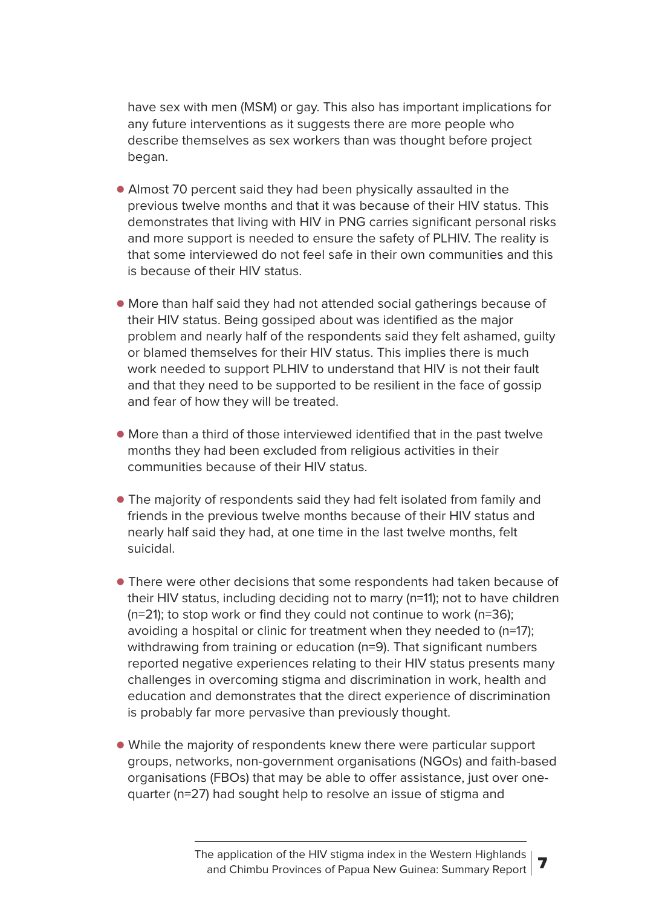have sex with men (MSM) or gay. This also has important implications for any future interventions as it suggests there are more people who describe themselves as sex workers than was thought before project began.

- Almost 70 percent said they had been physically assaulted in the previous twelve months and that it was because of their HIV status. This demonstrates that living with HIV in PNG carries significant personal risks and more support is needed to ensure the safety of PLHIV. The reality is that some interviewed do not feel safe in their own communities and this is because of their HIV status.

- More than half said they had not attended social gatherings because of their HIV status. Being gossiped about was identified as the major problem and nearly half of the respondents said they felt ashamed, guilty or blamed themselves for their HIV status. This implies there is much work needed to support PLHIV to understand that HIV is not their fault and that they need to be supported to be resilient in the face of gossip and fear of how they will be treated.

- More than a third of those interviewed identified that in the past twelve months they had been excluded from religious activities in their communities because of their HIV status.

- The majority of respondents said they had felt isolated from family and friends in the previous twelve months because of their HIV status and nearly half said they had, at one time in the last twelve months, felt suicidal.

- There were other decisions that some respondents had taken because of their HIV status, including deciding not to marry (n=11); not to have children (n=21); to stop work or find they could not continue to work (n=36); avoiding a hospital or clinic for treatment when they needed to (n=17); withdrawing from training or education (n=9). That significant numbers reported negative experiences relating to their HIV status presents many challenges in overcoming stigma and discrimination in work, health and education and demonstrates that the direct experience of discrimination is probably far more pervasive than previously thought.

- While the majority of respondents knew there were particular support groups, networks, non-government organisations (NGOs) and faith-based organisations (FBOs) that may be able to offer assistance, just over one-quarter (n=27) had sought help to resolve an issue of stigma and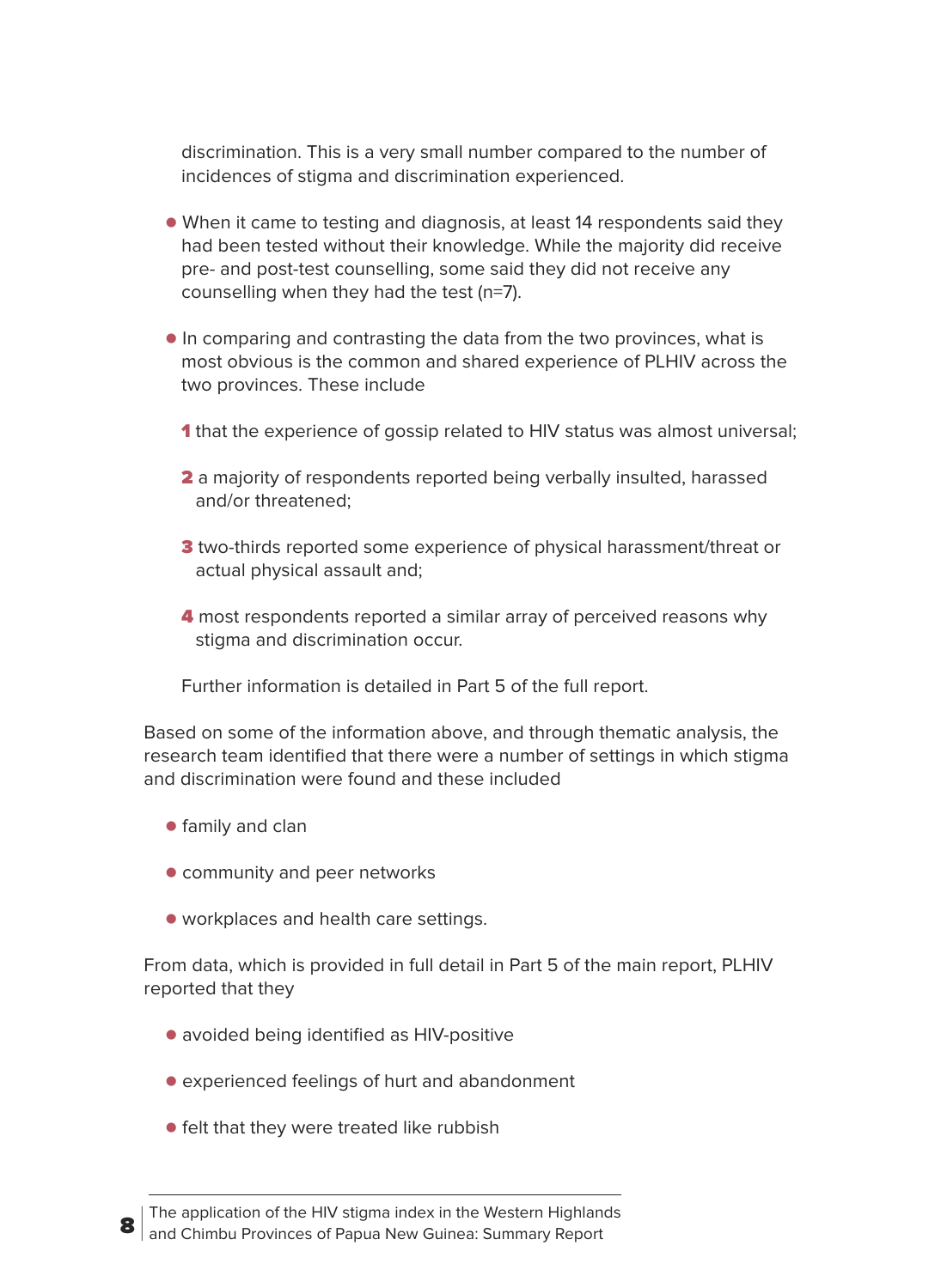discrimination. This is a very small number compared to the number of incidences of stigma and discrimination experienced.

- When it came to testing and diagnosis, at least 14 respondents said they had been tested without their knowledge. While the majority did receive pre- and post-test counselling, some said they did not receive any counselling when they had the test (n=7).
- In comparing and contrasting the data from the two provinces, what is most obvious is the common and shared experience of PLHIV across the two provinces. These include

  1. that the experience of gossip related to HIV status was almost universal;
  2. a majority of respondents reported being verbally insulted, harassed and/or threatened;
  3. two-thirds reported some experience of physical harassment/threat or actual physical assault and;
  4. most respondents reported a similar array of perceived reasons why stigma and discrimination occur.

  Further information is detailed in Part 5 of the full report.

Based on some of the information above, and through thematic analysis, the research team identified that there were a number of settings in which stigma and discrimination were found and these included

- family and clan
- community and peer networks
- workplaces and health care settings.

From data, which is provided in full detail in Part 5 of the main report, PLHIV reported that they

- avoided being identified as HIV-positive
- experienced feelings of hurt and abandonment
- felt that they were treated like rubbish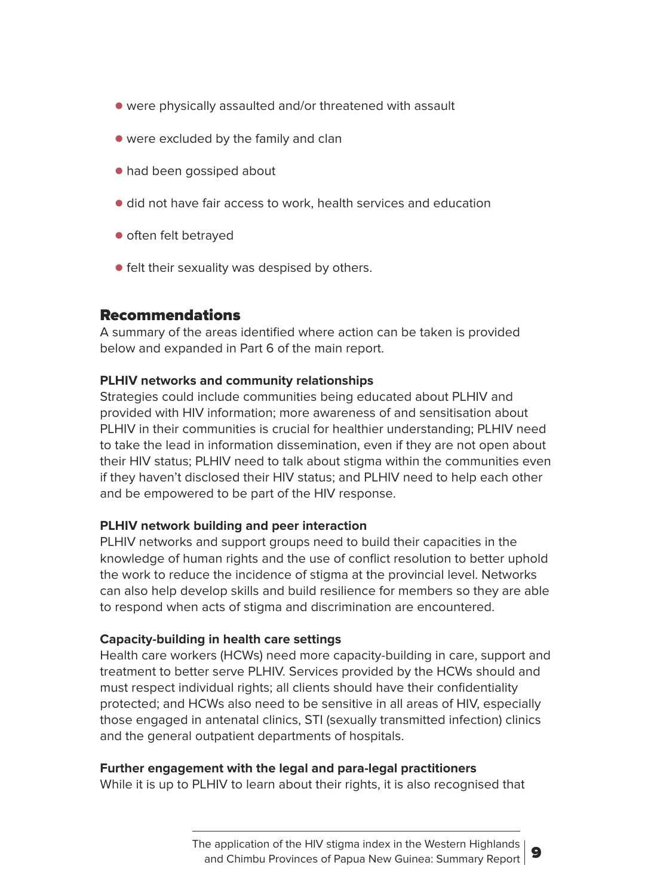- were physically assaulted and/or threatened with assault
- were excluded by the family and clan
- had been gossiped about
- did not have fair access to work, health services and education
- often felt betrayed
- felt their sexuality was despised by others.

## Recommendations

A summary of the areas identified where action can be taken is provided below and expanded in Part 6 of the main report.

**PLHIV networks and community relationships**

Strategies could include communities being educated about PLHIV and provided with HIV information; more awareness of and sensitisation about PLHIV in their communities is crucial for healthier understanding; PLHIV need to take the lead in information dissemination, even if they are not open about their HIV status; PLHIV need to talk about stigma within the communities even if they haven't disclosed their HIV status; and PLHIV need to help each other and be empowered to be part of the HIV response.

**PLHIV network building and peer interaction**

PLHIV networks and support groups need to build their capacities in the knowledge of human rights and the use of conflict resolution to better uphold the work to reduce the incidence of stigma at the provincial level. Networks can also help develop skills and build resilience for members so they are able to respond when acts of stigma and discrimination are encountered.

**Capacity-building in health care settings**

Health care workers (HCWs) need more capacity-building in care, support and treatment to better serve PLHIV. Services provided by the HCWs should and must respect individual rights; all clients should have their confidentiality protected; and HCWs also need to be sensitive in all areas of HIV, especially those engaged in antenatal clinics, STI (sexually transmitted infection) clinics and the general outpatient departments of hospitals.

**Further engagement with the legal and para-legal practitioners**

While it is up to PLHIV to learn about their rights, it is also recognised that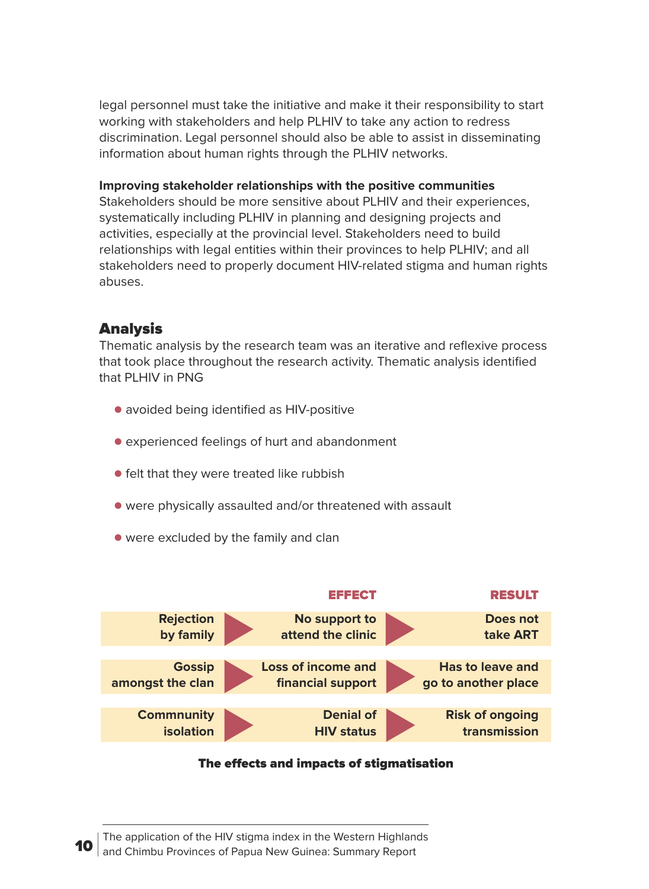legal personnel must take the initiative and make it their responsibility to start working with stakeholders and help PLHIV to take any action to redress discrimination. Legal personnel should also be able to assist in disseminating information about human rights through the PLHIV networks.

**Improving stakeholder relationships with the positive communities**
Stakeholders should be more sensitive about PLHIV and their experiences, systematically including PLHIV in planning and designing projects and activities, especially at the provincial level. Stakeholders need to build relationships with legal entities within their provinces to help PLHIV; and all stakeholders need to properly document HIV-related stigma and human rights abuses.

## Analysis

Thematic analysis by the research team was an iterative and reflexive process that took place throughout the research activity. Thematic analysis identified that PLHIV in PNG

- avoided being identified as HIV-positive
- experienced feelings of hurt and abandonment
- felt that they were treated like rubbish
- were physically assaulted and/or threatened with assault
- were excluded by the family and clan

| | EFFECT | RESULT |
|---|---|---|
| Rejection by family | No support to attend the clinic | Does not take ART |
| Gossip amongst the clan | Loss of income and financial support | Has to leave and go to another place |
| Commnunity isolation | Denial of HIV status | Risk of ongoing transmission |

**The effects and impacts of stigmatisation**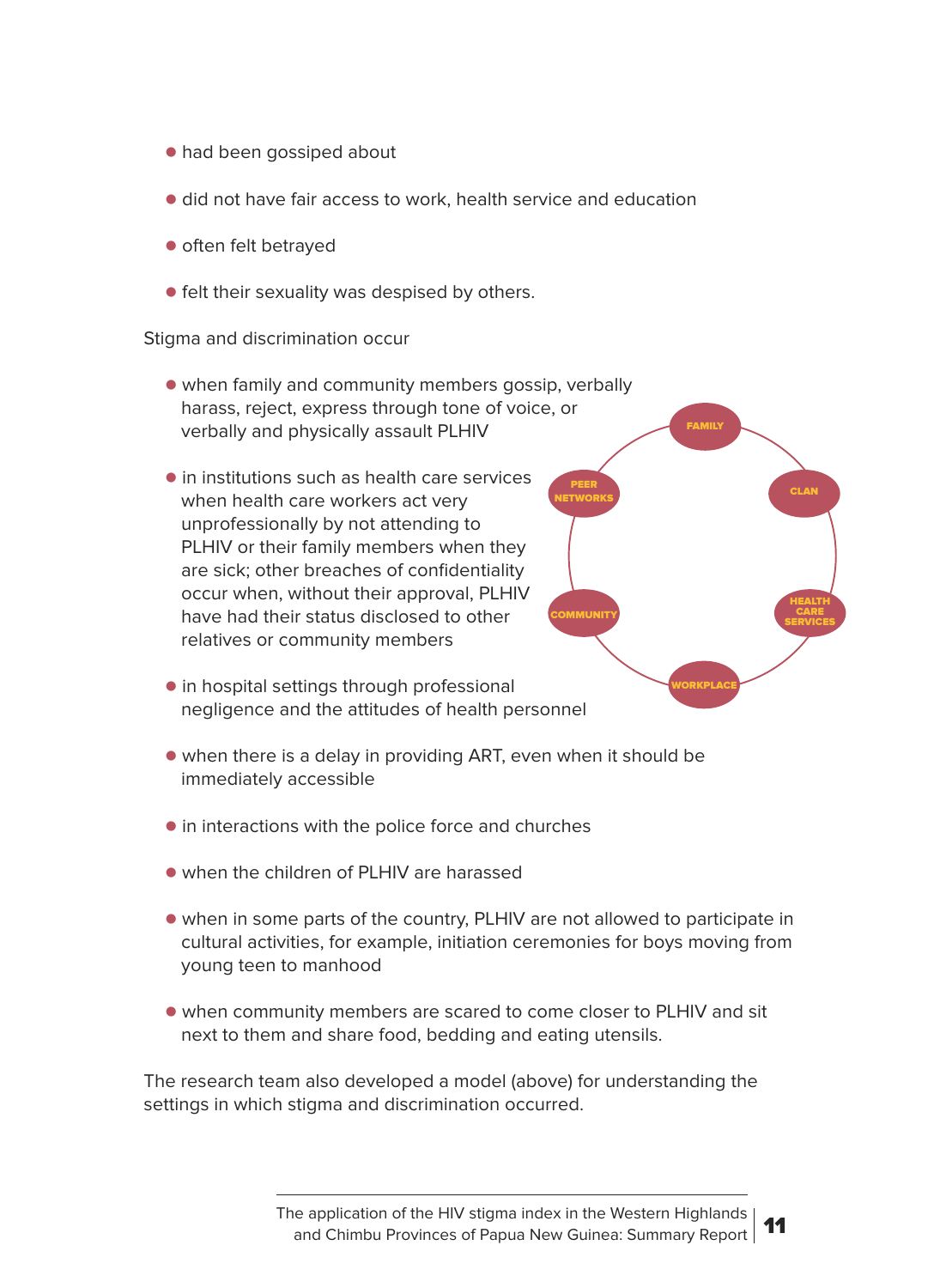- had been gossiped about
- did not have fair access to work, health service and education
- often felt betrayed
- felt their sexuality was despised by others.

Stigma and discrimination occur

- when family and community members gossip, verbally harass, reject, express through tone of voice, or verbally and physically assault PLHIV
- in institutions such as health care services when health care workers act very unprofessionally by not attending to PLHIV or their family members when they are sick; other breaches of confidentiality occur when, without their approval, PLHIV have had their status disclosed to other relatives or community members
- in hospital settings through professional negligence and the attitudes of health personnel
- when there is a delay in providing ART, even when it should be immediately accessible
- in interactions with the police force and churches
- when the children of PLHIV are harassed
- when in some parts of the country, PLHIV are not allowed to participate in cultural activities, for example, initiation ceremonies for boys moving from young teen to manhood
- when community members are scared to come closer to PLHIV and sit next to them and share food, bedding and eating utensils.

FAMILY — CLAN — HEALTH CARE SERVICES — WORKPLACE — COMMUNITY — PEER NETWORKS

The research team also developed a model (above) for understanding the settings in which stigma and discrimination occurred.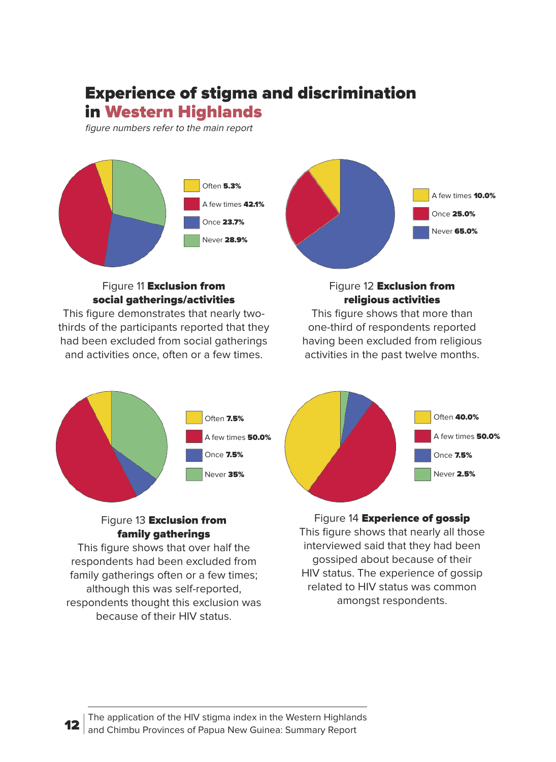# Experience of stigma and discrimination in Western Highlands

*figure numbers refer to the main report*

Often **5.3%**
A few times **42.1%**
Once **23.7%**
Never **28.9%**

Figure 11 **Exclusion from social gatherings/activities**

This figure demonstrates that nearly two-thirds of the participants reported that they had been excluded from social gatherings and activities once, often or a few times.

A few times **10.0%**
Once **25.0%**
Never **65.0%**

Figure 12 **Exclusion from religious activities**

This figure shows that more than one-third of respondents reported having been excluded from religious activities in the past twelve months.

Often **7.5%**
A few times **50.0%**
Once **7.5%**
Never **35%**

Figure 13 **Exclusion from family gatherings**

This figure shows that over half the respondents had been excluded from family gatherings often or a few times; although this was self-reported, respondents thought this exclusion was because of their HIV status.

Often **40.0%**
A few times **50.0%**
Once **7.5%**
Never **2.5%**

Figure 14 **Experience of gossip**

This figure shows that nearly all those interviewed said that they had been gossiped about because of their HIV status. The experience of gossip related to HIV status was common amongst respondents.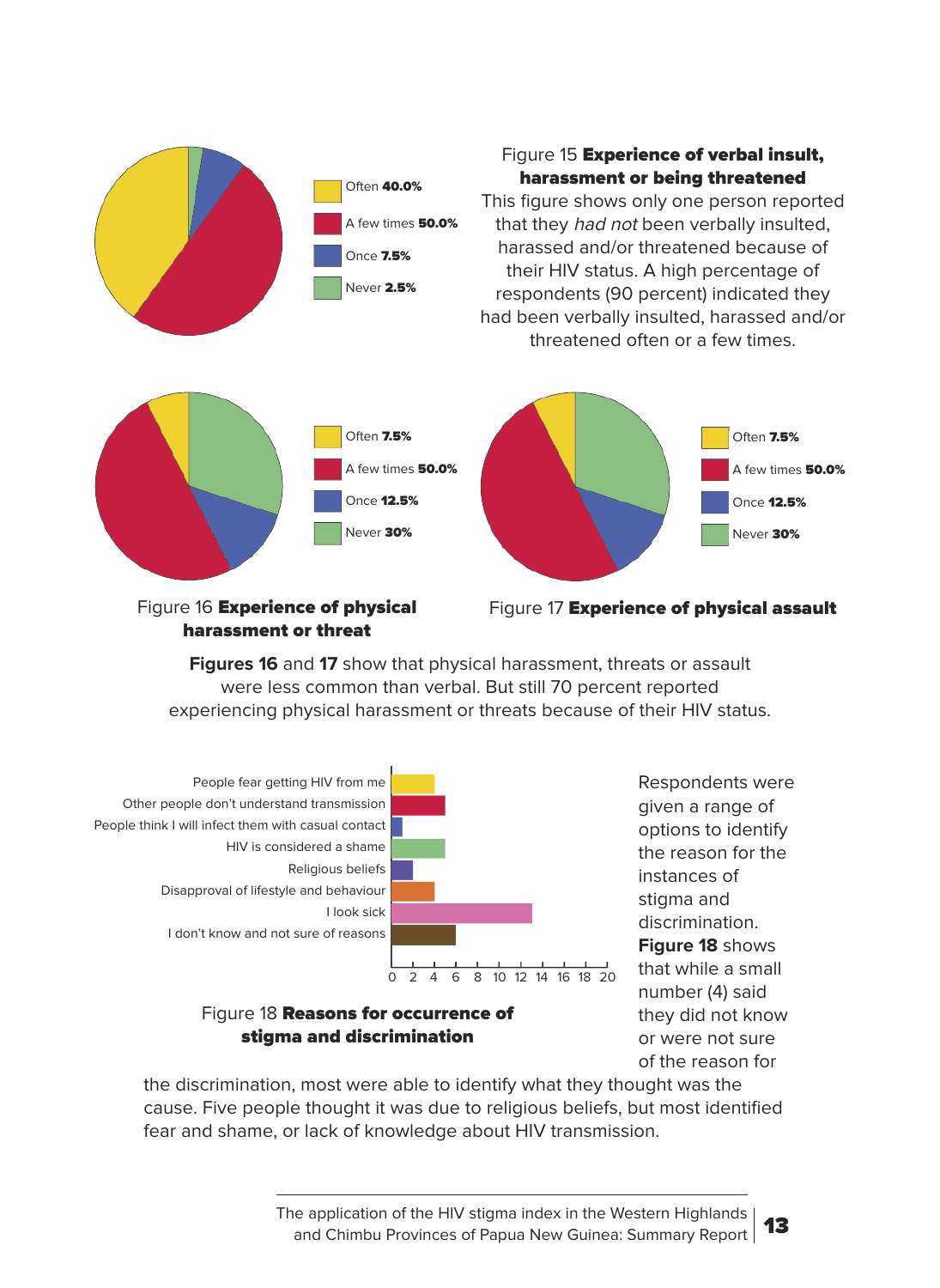Often **40.0%**
A few times **50.0%**
Once **7.5%**
Never **2.5%**

Figure 15 **Experience of verbal insult, harassment or being threatened**

This figure shows only one person reported that they *had not* been verbally insulted, harassed and/or threatened because of their HIV status. A high percentage of respondents (90 percent) indicated they had been verbally insulted, harassed and/or threatened often or a few times.

Often **7.5%**
A few times **50.0%**
Once **12.5%**
Never **30%**

Figure 16 **Experience of physical harassment or threat**

Often **7.5%**
A few times **50.0%**
Once **12.5%**
Never **30%**

Figure 17 **Experience of physical assault**

**Figures 16** and **17** show that physical harassment, threats or assault were less common than verbal. But still 70 percent reported experiencing physical harassment or threats because of their HIV status.

People fear getting HIV from me
Other people don't understand transmission
People think I will infect them with casual contact
HIV is considered a shame
Religious beliefs
Disapproval of lifestyle and behaviour
I look sick
I don't know and not sure of reasons

0 2 4 6 8 10 12 14 16 18 20

Figure 18 **Reasons for occurrence of stigma and discrimination**

Respondents were given a range of options to identify the reason for the instances of stigma and discrimination. **Figure 18** shows that while a small number (4) said they did not know or were not sure of the reason for the discrimination, most were able to identify what they thought was the cause. Five people thought it was due to religious beliefs, but most identified fear and shame, or lack of knowledge about HIV transmission.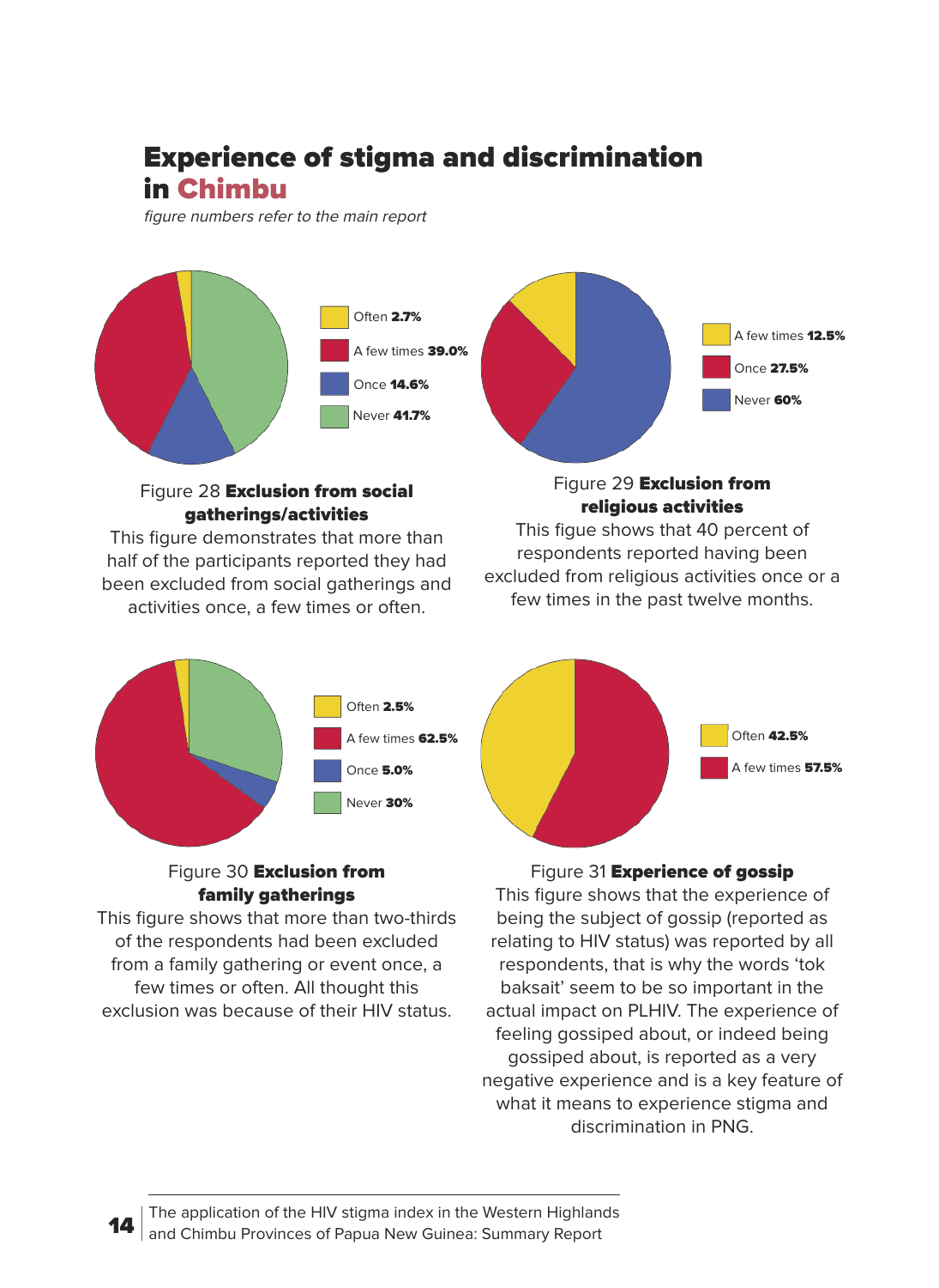# Experience of stigma and discrimination in Chimbu

*figure numbers refer to the main report*

Often **2.7%**
A few times **39.0%**
Once **14.6%**
Never **41.7%**

Figure 28 **Exclusion from social gatherings/activities**

This figure demonstrates that more than half of the participants reported they had been excluded from social gatherings and activities once, a few times or often.

A few times **12.5%**
Once **27.5%**
Never **60%**

Figure 29 **Exclusion from religious activities**

This figue shows that 40 percent of respondents reported having been excluded from religious activities once or a few times in the past twelve months.

Often **2.5%**
A few times **62.5%**
Once **5.0%**
Never **30%**

Figure 30 **Exclusion from family gatherings**

This figure shows that more than two-thirds of the respondents had been excluded from a family gathering or event once, a few times or often. All thought this exclusion was because of their HIV status.

Often **42.5%**
A few times **57.5%**

Figure 31 **Experience of gossip**

This figure shows that the experience of being the subject of gossip (reported as relating to HIV status) was reported by all respondents, that is why the words 'tok baksait' seem to be so important in the actual impact on PLHIV. The experience of feeling gossiped about, or indeed being gossiped about, is reported as a very negative experience and is a key feature of what it means to experience stigma and discrimination in PNG.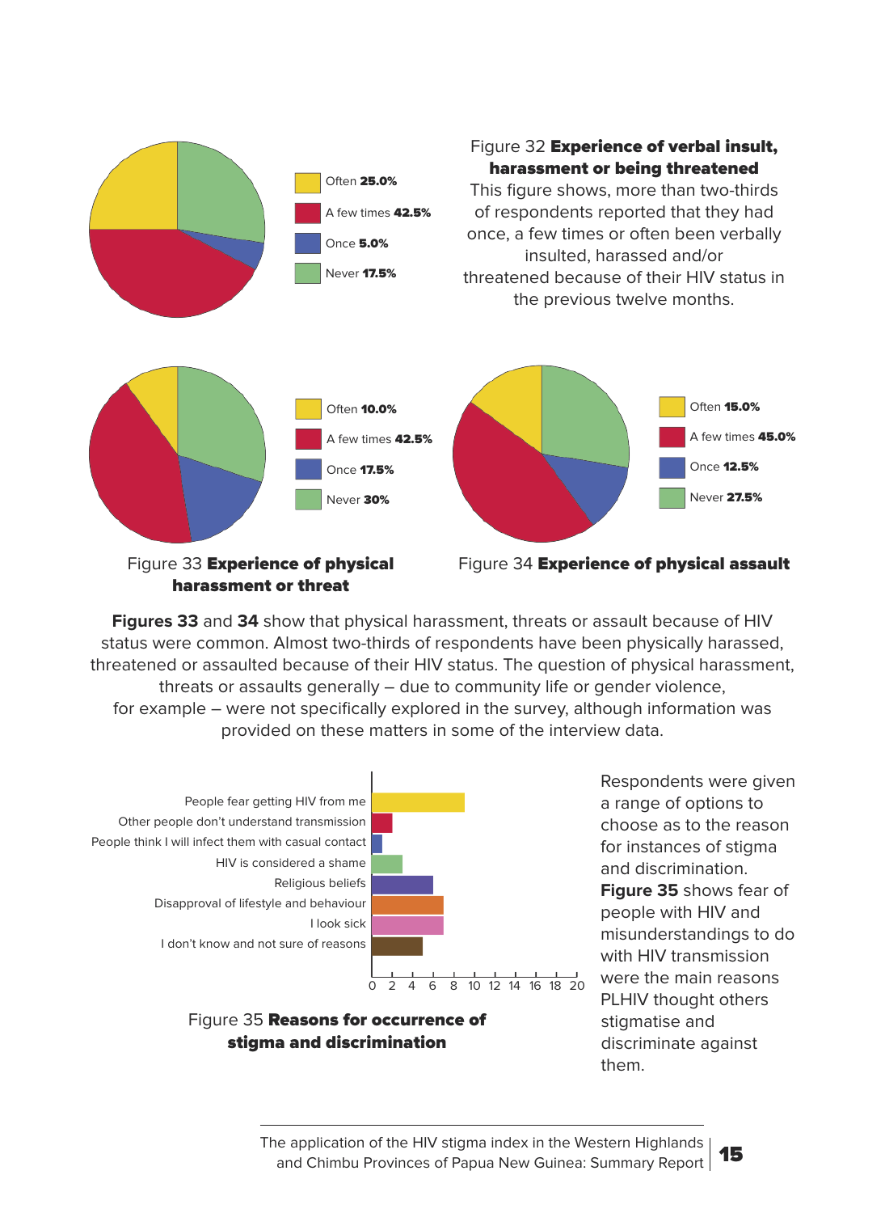Often **25.0%**
A few times **42.5%**
Once **5.0%**
Never **17.5%**

Figure 32 **Experience of verbal insult, harassment or being threatened**

This figure shows, more than two-thirds of respondents reported that they had once, a few times or often been verbally insulted, harassed and/or threatened because of their HIV status in the previous twelve months.

Often **10.0%**
A few times **42.5%**
Once **17.5%**
Never **30%**

Figure 33 **Experience of physical harassment or threat**

Often **15.0%**
A few times **45.0%**
Once **12.5%**
Never **27.5%**

Figure 34 **Experience of physical assault**

**Figures 33** and **34** show that physical harassment, threats or assault because of HIV status were common. Almost two-thirds of respondents have been physically harassed, threatened or assaulted because of their HIV status. The question of physical harassment, threats or assaults generally – due to community life or gender violence, for example – were not specifically explored in the survey, although information was provided on these matters in some of the interview data.

- People fear getting HIV from me
- Other people don't understand transmission
- People think I will infect them with casual contact
- HIV is considered a shame
- Religious beliefs
- Disapproval of lifestyle and behaviour
- I look sick
- I don't know and not sure of reasons

0 2 4 6 8 10 12 14 16 18 20

Figure 35 **Reasons for occurrence of stigma and discrimination**

Respondents were given a range of options to choose as to the reason for instances of stigma and discrimination. **Figure 35** shows fear of people with HIV and misunderstandings to do with HIV transmission were the main reasons PLHIV thought others stigmatise and discriminate against them.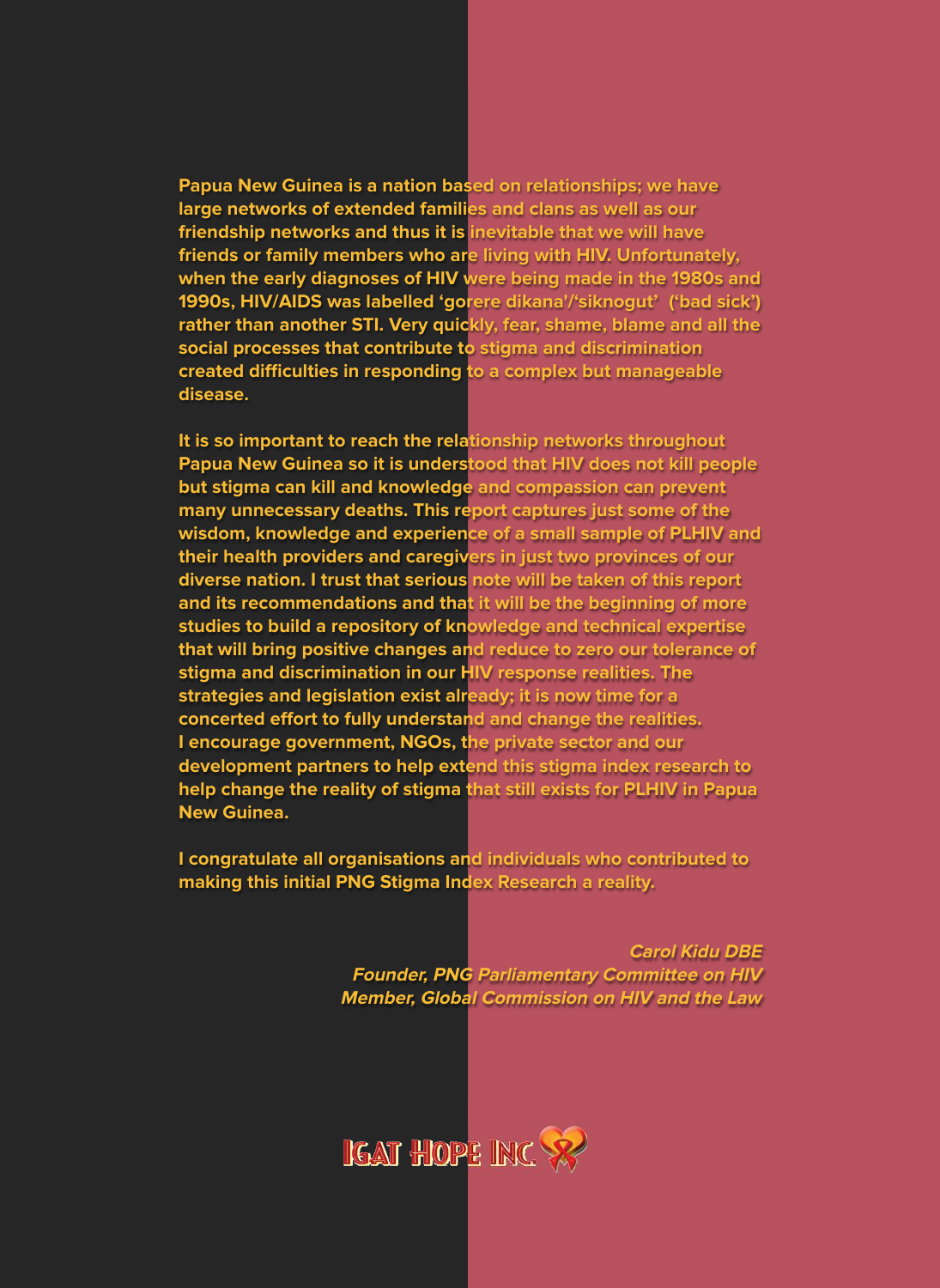Papua New Guinea is a nation based on relationships; we have large networks of extended families and clans as well as our friendship networks and thus it is inevitable that we will have friends or family members who are living with HIV. Unfortunately, when the early diagnoses of HIV were being made in the 1980s and 1990s, HIV/AIDS was labelled 'gorere dikana'/'siknogut' ('bad sick') rather than another STI. Very quickly, fear, shame, blame and all the social processes that contribute to stigma and discrimination created difficulties in responding to a complex but manageable disease.

It is so important to reach the relationship networks throughout Papua New Guinea so it is understood that HIV does not kill people but stigma can kill and knowledge and compassion can prevent many unnecessary deaths. This report captures just some of the wisdom, knowledge and experience of a small sample of PLHIV and their health providers and caregivers in just two provinces of our diverse nation. I trust that serious note will be taken of this report and its recommendations and that it will be the beginning of more studies to build a repository of knowledge and technical expertise that will bring positive changes and reduce to zero our tolerance of stigma and discrimination in our HIV response realities. The strategies and legislation exist already; it is now time for a concerted effort to fully understand and change the realities. I encourage government, NGOs, the private sector and our development partners to help extend this stigma index research to help change the reality of stigma that still exists for PLHIV in Papua New Guinea.

I congratulate all organisations and individuals who contributed to making this initial PNG Stigma Index Research a reality.

*Carol Kidu DBE*
*Founder, PNG Parliamentary Committee on HIV*
*Member, Global Commission on HIV and the Law*

IGAT HOPE INC